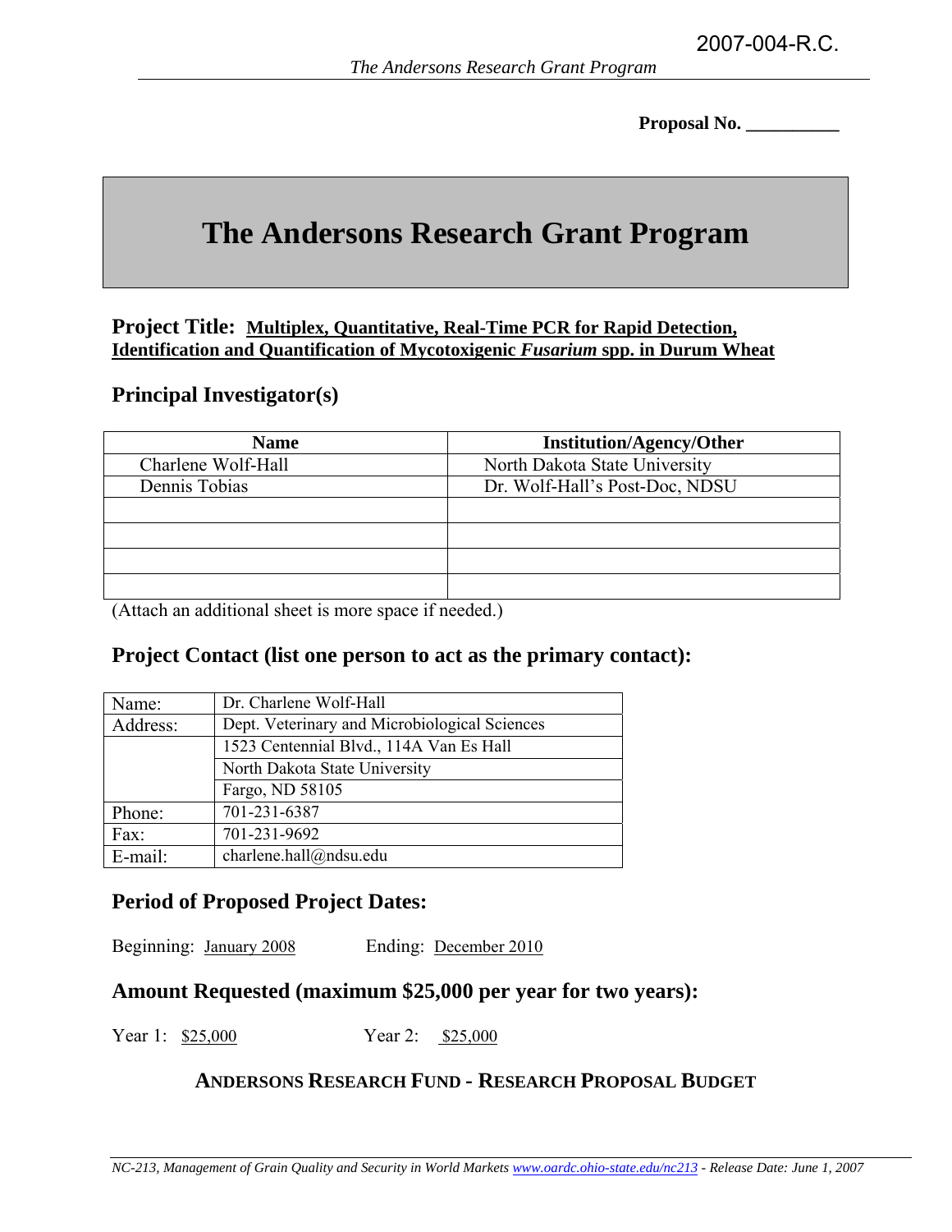2007-004-R.C.

**Proposal No. __________**

# The Andersons Research Grant Program

## Project Title: <u>Multiplex, Quantitative, Real-Time PCR for Rapid Detection, Identification and Quantification of Mycotoxigenic *Fusarium* spp. in Durum Wheat</u>

## Principal Investigator(s)

| Name | Institution/Agency/Other |
|---|---|
| Charlene Wolf-Hall | North Dakota State University |
| Dennis Tobias | Dr. Wolf-Hall's Post-Doc, NDSU |
| | |
| | |
| | |
| | |

(Attach an additional sheet is more space if needed.)

## Project Contact (list one person to act as the primary contact):

| | |
|---|---|
| Name: | Dr. Charlene Wolf-Hall |
| Address: | Dept. Veterinary and Microbiological Sciences |
| | 1523 Centennial Blvd., 114A Van Es Hall |
| | North Dakota State University |
| | Fargo, ND 58105 |
| Phone: | 701-231-6387 |
| Fax: | 701-231-9692 |
| E-mail: | charlene.hall@ndsu.edu |

## Period of Proposed Project Dates:

Beginning: <u>January 2008</u>  Ending: <u>December 2010</u>

## Amount Requested (maximum $25,000 per year for two years):

Year 1: <u>$25,000</u>  Year 2: <u>$25,000</u>

### ANDERSONS RESEARCH FUND - RESEARCH PROPOSAL BUDGET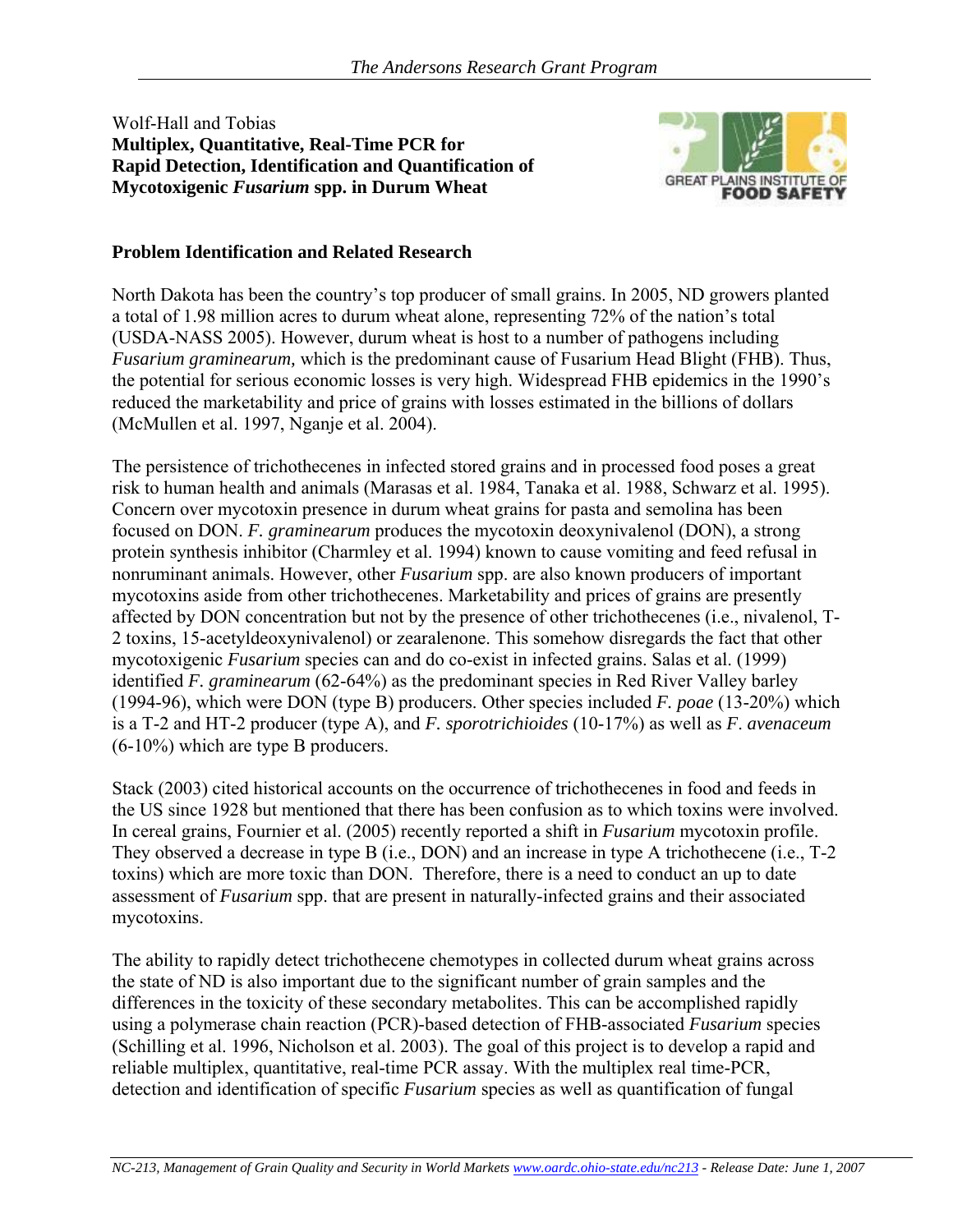Wolf-Hall and Tobias

**Multiplex, Quantitative, Real-Time PCR for Rapid Detection, Identification and Quantification of Mycotoxigenic *Fusarium* spp. in Durum Wheat**

GREAT PLAINS INSTITUTE OF FOOD SAFETY

## Problem Identification and Related Research

North Dakota has been the country's top producer of small grains. In 2005, ND growers planted a total of 1.98 million acres to durum wheat alone, representing 72% of the nation's total (USDA-NASS 2005). However, durum wheat is host to a number of pathogens including *Fusarium graminearum,* which is the predominant cause of Fusarium Head Blight (FHB). Thus, the potential for serious economic losses is very high. Widespread FHB epidemics in the 1990's reduced the marketability and price of grains with losses estimated in the billions of dollars (McMullen et al. 1997, Nganje et al. 2004).

The persistence of trichothecenes in infected stored grains and in processed food poses a great risk to human health and animals (Marasas et al. 1984, Tanaka et al. 1988, Schwarz et al. 1995). Concern over mycotoxin presence in durum wheat grains for pasta and semolina has been focused on DON. *F. graminearum* produces the mycotoxin deoxynivalenol (DON), a strong protein synthesis inhibitor (Charmley et al. 1994) known to cause vomiting and feed refusal in nonruminant animals. However, other *Fusarium* spp. are also known producers of important mycotoxins aside from other trichothecenes. Marketability and prices of grains are presently affected by DON concentration but not by the presence of other trichothecenes (i.e., nivalenol, T-2 toxins, 15-acetyldeoxynivalenol) or zearalenone. This somehow disregards the fact that other mycotoxigenic *Fusarium* species can and do co-exist in infected grains. Salas et al. (1999) identified *F. graminearum* (62-64%) as the predominant species in Red River Valley barley (1994-96), which were DON (type B) producers. Other species included *F. poae* (13-20%) which is a T-2 and HT-2 producer (type A), and *F. sporotrichioides* (10-17%) as well as *F. avenaceum* (6-10%) which are type B producers.

Stack (2003) cited historical accounts on the occurrence of trichothecenes in food and feeds in the US since 1928 but mentioned that there has been confusion as to which toxins were involved. In cereal grains, Fournier et al. (2005) recently reported a shift in *Fusarium* mycotoxin profile. They observed a decrease in type B (i.e., DON) and an increase in type A trichothecene (i.e., T-2 toxins) which are more toxic than DON. Therefore, there is a need to conduct an up to date assessment of *Fusarium* spp. that are present in naturally-infected grains and their associated mycotoxins.

The ability to rapidly detect trichothecene chemotypes in collected durum wheat grains across the state of ND is also important due to the significant number of grain samples and the differences in the toxicity of these secondary metabolites. This can be accomplished rapidly using a polymerase chain reaction (PCR)-based detection of FHB-associated *Fusarium* species (Schilling et al. 1996, Nicholson et al. 2003). The goal of this project is to develop a rapid and reliable multiplex, quantitative, real-time PCR assay. With the multiplex real time-PCR, detection and identification of specific *Fusarium* species as well as quantification of fungal